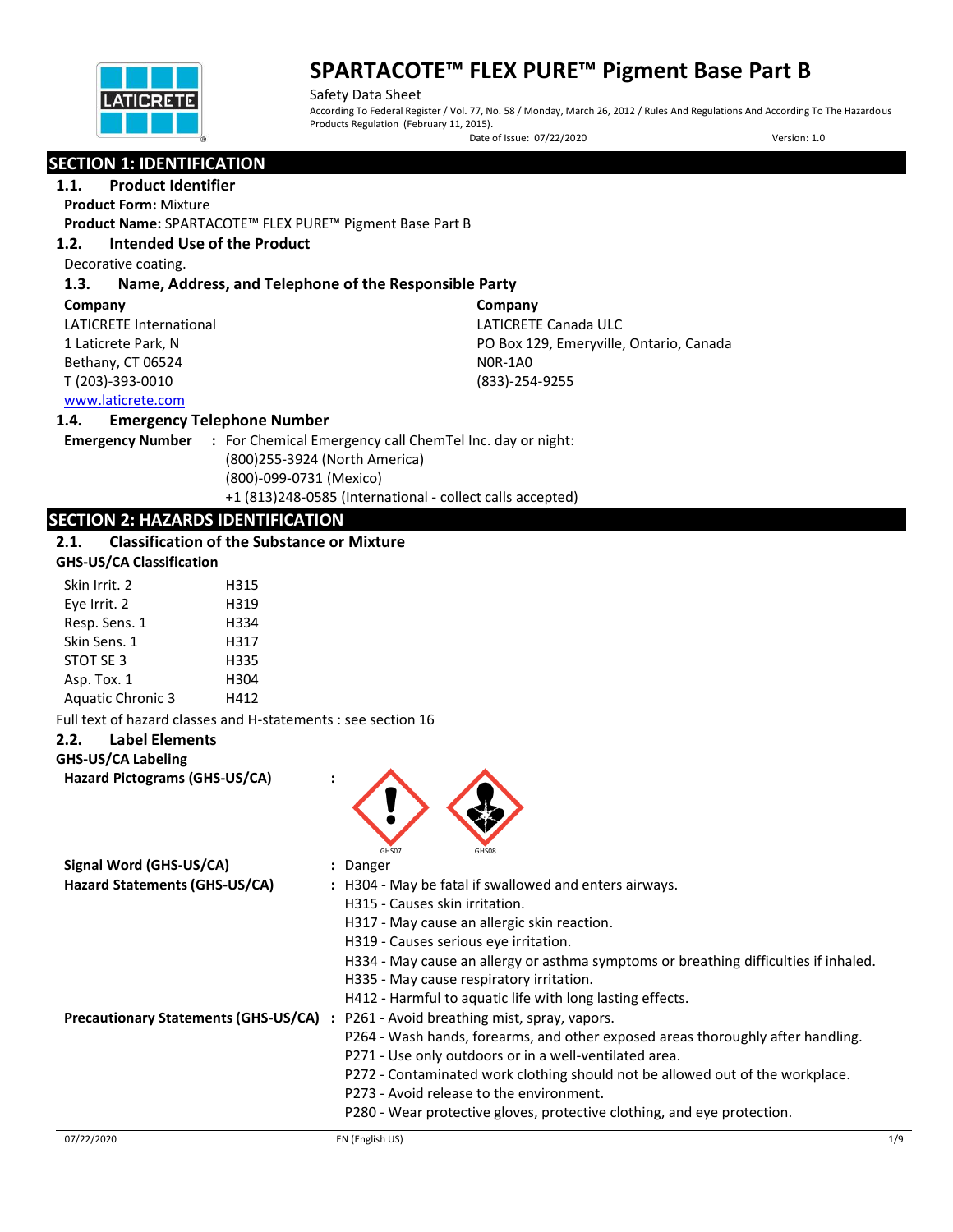# SPARTACOTE™ FLEX PURE™ Pigment Base Part B

Safety Data Sheet

According To Federal Register / Vol. 77, No. 58 / Monday, March 26, 2012 / Rules And Regulations And According To The Hazardous Products Regulation (February 11, 2015).

Date of Issue: 07/22/2020 Version: 1.0

## SECTION 1: IDENTIFICATION

### 1.1. Product Identifier

**Product Form:** Mixture

**Product Name:** SPARTACOTE™ FLEX PURE™ Pigment Base Part B

### 1.2. Intended Use of the Product

Decorative coating.

### 1.3. Name, Address, and Telephone of the Responsible Party

**Company**
LATICRETE International
1 Laticrete Park, N
Bethany, CT 06524
T (203)-393-0010
www.laticrete.com

**Company**
LATICRETE Canada ULC
PO Box 129, Emeryville, Ontario, Canada
N0R-1A0
(833)-254-9255

### 1.4. Emergency Telephone Number

**Emergency Number :** For Chemical Emergency call ChemTel Inc. day or night:
(800)255-3924 (North America)
(800)-099-0731 (Mexico)
+1 (813)248-0585 (International - collect calls accepted)

## SECTION 2: HAZARDS IDENTIFICATION

### 2.1. Classification of the Substance or Mixture

**GHS-US/CA Classification**

| | |
|---|---|
| Skin Irrit. 2 | H315 |
| Eye Irrit. 2 | H319 |
| Resp. Sens. 1 | H334 |
| Skin Sens. 1 | H317 |
| STOT SE 3 | H335 |
| Asp. Tox. 1 | H304 |
| Aquatic Chronic 3 | H412 |

Full text of hazard classes and H-statements : see section 16

### 2.2. Label Elements

**GHS-US/CA Labeling**

**Hazard Pictograms (GHS-US/CA) :** GHS07 GHS08

**Signal Word (GHS-US/CA) :** Danger

**Hazard Statements (GHS-US/CA) :**
H304 - May be fatal if swallowed and enters airways.
H315 - Causes skin irritation.
H317 - May cause an allergic skin reaction.
H319 - Causes serious eye irritation.
H334 - May cause an allergy or asthma symptoms or breathing difficulties if inhaled.
H335 - May cause respiratory irritation.
H412 - Harmful to aquatic life with long lasting effects.

**Precautionary Statements (GHS-US/CA) :**
P261 - Avoid breathing mist, spray, vapors.
P264 - Wash hands, forearms, and other exposed areas thoroughly after handling.
P271 - Use only outdoors or in a well-ventilated area.
P272 - Contaminated work clothing should not be allowed out of the workplace.
P273 - Avoid release to the environment.
P280 - Wear protective gloves, protective clothing, and eye protection.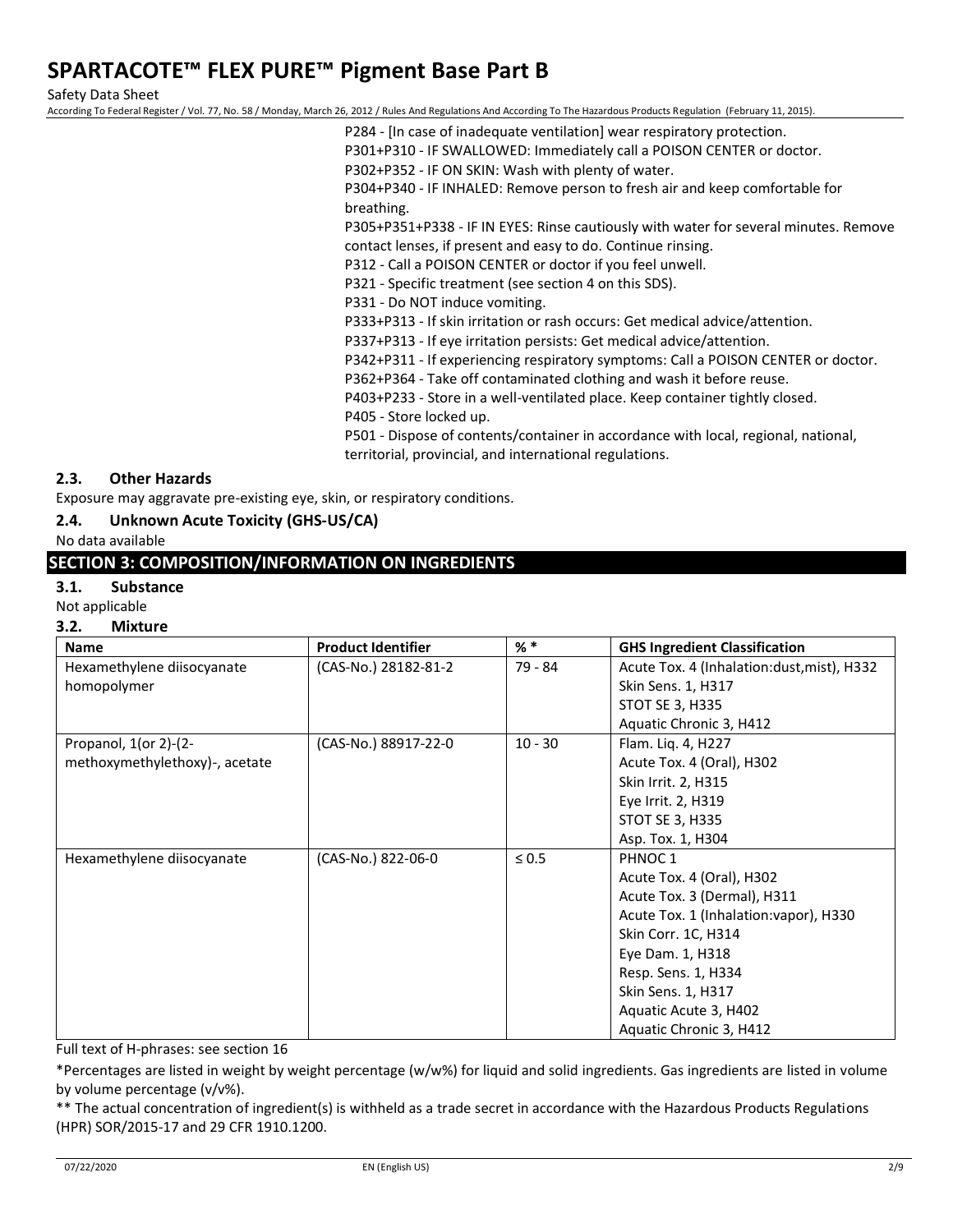P284 - [In case of inadequate ventilation] wear respiratory protection.
P301+P310 - IF SWALLOWED: Immediately call a POISON CENTER or doctor.
P302+P352 - IF ON SKIN: Wash with plenty of water.
P304+P340 - IF INHALED: Remove person to fresh air and keep comfortable for breathing.
P305+P351+P338 - IF IN EYES: Rinse cautiously with water for several minutes. Remove contact lenses, if present and easy to do. Continue rinsing.
P312 - Call a POISON CENTER or doctor if you feel unwell.
P321 - Specific treatment (see section 4 on this SDS).
P331 - Do NOT induce vomiting.
P333+P313 - If skin irritation or rash occurs: Get medical advice/attention.
P337+P313 - If eye irritation persists: Get medical advice/attention.
P342+P311 - If experiencing respiratory symptoms: Call a POISON CENTER or doctor.
P362+P364 - Take off contaminated clothing and wash it before reuse.
P403+P233 - Store in a well-ventilated place. Keep container tightly closed.
P405 - Store locked up.
P501 - Dispose of contents/container in accordance with local, regional, national, territorial, provincial, and international regulations.

### 2.3. Other Hazards

Exposure may aggravate pre-existing eye, skin, or respiratory conditions.

### 2.4. Unknown Acute Toxicity (GHS-US/CA)

No data available

## SECTION 3: COMPOSITION/INFORMATION ON INGREDIENTS

### 3.1. Substance

Not applicable

### 3.2. Mixture

| Name | Product Identifier | % * | GHS Ingredient Classification |
|---|---|---|---|
| Hexamethylene diisocyanate homopolymer | (CAS-No.) 28182-81-2 | 79 - 84 | Acute Tox. 4 (Inhalation:dust,mist), H332<br>Skin Sens. 1, H317<br>STOT SE 3, H335<br>Aquatic Chronic 3, H412 |
| Propanol, 1(or 2)-(2-methoxymethylethoxy)-, acetate | (CAS-No.) 88917-22-0 | 10 - 30 | Flam. Liq. 4, H227<br>Acute Tox. 4 (Oral), H302<br>Skin Irrit. 2, H315<br>Eye Irrit. 2, H319<br>STOT SE 3, H335<br>Asp. Tox. 1, H304 |
| Hexamethylene diisocyanate | (CAS-No.) 822-06-0 | ≤ 0.5 | PHNOC 1<br>Acute Tox. 4 (Oral), H302<br>Acute Tox. 3 (Dermal), H311<br>Acute Tox. 1 (Inhalation:vapor), H330<br>Skin Corr. 1C, H314<br>Eye Dam. 1, H318<br>Resp. Sens. 1, H334<br>Skin Sens. 1, H317<br>Aquatic Acute 3, H402<br>Aquatic Chronic 3, H412 |

Full text of H-phrases: see section 16

*Percentages are listed in weight by weight percentage (w/w%) for liquid and solid ingredients. Gas ingredients are listed in volume by volume percentage (v/v%).

** The actual concentration of ingredient(s) is withheld as a trade secret in accordance with the Hazardous Products Regulations (HPR) SOR/2015-17 and 29 CFR 1910.1200.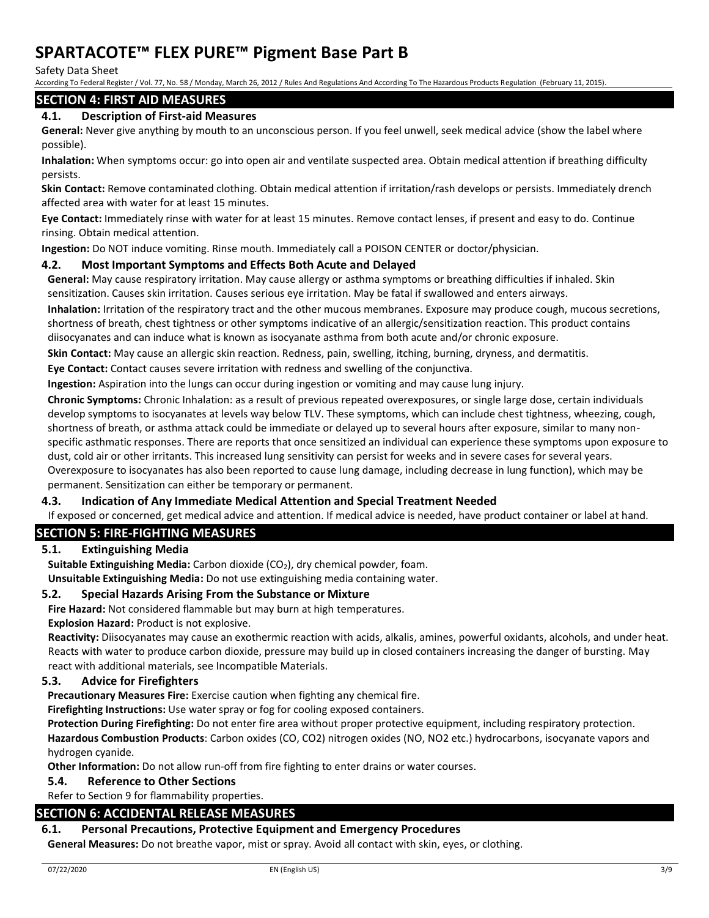## SECTION 4: FIRST AID MEASURES

### 4.1. Description of First-aid Measures

**General:** Never give anything by mouth to an unconscious person. If you feel unwell, seek medical advice (show the label where possible).

**Inhalation:** When symptoms occur: go into open air and ventilate suspected area. Obtain medical attention if breathing difficulty persists.

**Skin Contact:** Remove contaminated clothing. Obtain medical attention if irritation/rash develops or persists. Immediately drench affected area with water for at least 15 minutes.

**Eye Contact:** Immediately rinse with water for at least 15 minutes. Remove contact lenses, if present and easy to do. Continue rinsing. Obtain medical attention.

**Ingestion:** Do NOT induce vomiting. Rinse mouth. Immediately call a POISON CENTER or doctor/physician.

### 4.2. Most Important Symptoms and Effects Both Acute and Delayed

**General:** May cause respiratory irritation. May cause allergy or asthma symptoms or breathing difficulties if inhaled. Skin sensitization. Causes skin irritation. Causes serious eye irritation. May be fatal if swallowed and enters airways.

**Inhalation:** Irritation of the respiratory tract and the other mucous membranes. Exposure may produce cough, mucous secretions, shortness of breath, chest tightness or other symptoms indicative of an allergic/sensitization reaction. This product contains diisocyanates and can induce what is known as isocyanate asthma from both acute and/or chronic exposure.

**Skin Contact:** May cause an allergic skin reaction. Redness, pain, swelling, itching, burning, dryness, and dermatitis.

**Eye Contact:** Contact causes severe irritation with redness and swelling of the conjunctiva.

**Ingestion:** Aspiration into the lungs can occur during ingestion or vomiting and may cause lung injury.

**Chronic Symptoms:** Chronic Inhalation: as a result of previous repeated overexposures, or single large dose, certain individuals develop symptoms to isocyanates at levels way below TLV. These symptoms, which can include chest tightness, wheezing, cough, shortness of breath, or asthma attack could be immediate or delayed up to several hours after exposure, similar to many non-specific asthmatic responses. There are reports that once sensitized an individual can experience these symptoms upon exposure to dust, cold air or other irritants. This increased lung sensitivity can persist for weeks and in severe cases for several years. Overexposure to isocyanates has also been reported to cause lung damage, including decrease in lung function), which may be permanent. Sensitization can either be temporary or permanent.

### 4.3. Indication of Any Immediate Medical Attention and Special Treatment Needed

If exposed or concerned, get medical advice and attention. If medical advice is needed, have product container or label at hand.

## SECTION 5: FIRE-FIGHTING MEASURES

### 5.1. Extinguishing Media

**Suitable Extinguishing Media:** Carbon dioxide ($CO_2$), dry chemical powder, foam.

**Unsuitable Extinguishing Media:** Do not use extinguishing media containing water.

### 5.2. Special Hazards Arising From the Substance or Mixture

**Fire Hazard:** Not considered flammable but may burn at high temperatures.

**Explosion Hazard:** Product is not explosive.

**Reactivity:** Diisocyanates may cause an exothermic reaction with acids, alkalis, amines, powerful oxidants, alcohols, and under heat. Reacts with water to produce carbon dioxide, pressure may build up in closed containers increasing the danger of bursting. May react with additional materials, see Incompatible Materials.

### 5.3. Advice for Firefighters

**Precautionary Measures Fire:** Exercise caution when fighting any chemical fire.

**Firefighting Instructions:** Use water spray or fog for cooling exposed containers.

**Protection During Firefighting:** Do not enter fire area without proper protective equipment, including respiratory protection.

**Hazardous Combustion Products**: Carbon oxides (CO, $CO_2$) nitrogen oxides (NO, $NO_2$ etc.) hydrocarbons, isocyanate vapors and hydrogen cyanide.

**Other Information:** Do not allow run-off from fire fighting to enter drains or water courses.

### 5.4. Reference to Other Sections

Refer to Section 9 for flammability properties.

## SECTION 6: ACCIDENTAL RELEASE MEASURES

### 6.1. Personal Precautions, Protective Equipment and Emergency Procedures

**General Measures:** Do not breathe vapor, mist or spray. Avoid all contact with skin, eyes, or clothing.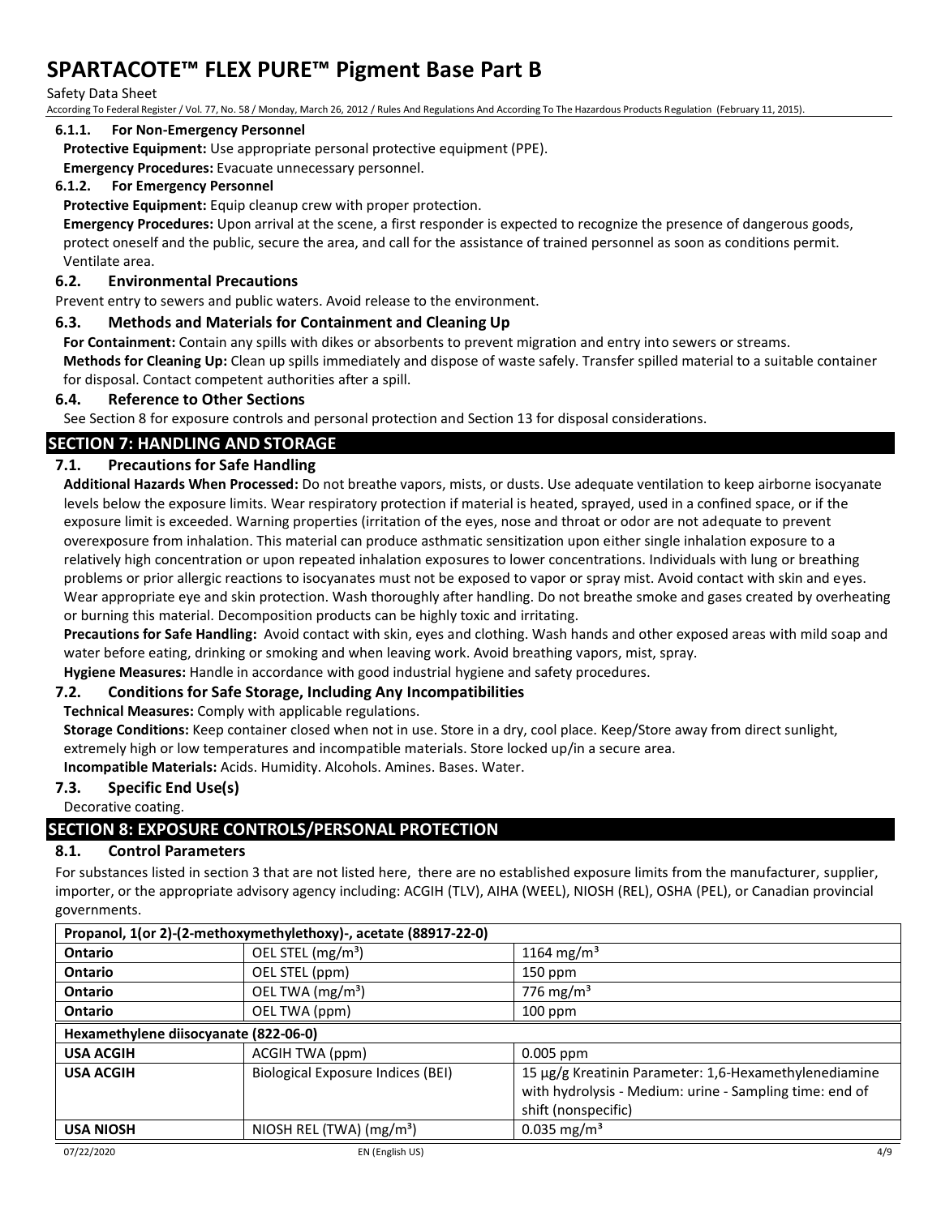#### 6.1.1. For Non-Emergency Personnel

**Protective Equipment:** Use appropriate personal protective equipment (PPE).

**Emergency Procedures:** Evacuate unnecessary personnel.

#### 6.1.2. For Emergency Personnel

**Protective Equipment:** Equip cleanup crew with proper protection.

**Emergency Procedures:** Upon arrival at the scene, a first responder is expected to recognize the presence of dangerous goods, protect oneself and the public, secure the area, and call for the assistance of trained personnel as soon as conditions permit. Ventilate area.

### 6.2. Environmental Precautions

Prevent entry to sewers and public waters. Avoid release to the environment.

### 6.3. Methods and Materials for Containment and Cleaning Up

**For Containment:** Contain any spills with dikes or absorbents to prevent migration and entry into sewers or streams.

**Methods for Cleaning Up:** Clean up spills immediately and dispose of waste safely. Transfer spilled material to a suitable container for disposal. Contact competent authorities after a spill.

### 6.4. Reference to Other Sections

See Section 8 for exposure controls and personal protection and Section 13 for disposal considerations.

## SECTION 7: HANDLING AND STORAGE

### 7.1. Precautions for Safe Handling

**Additional Hazards When Processed:** Do not breathe vapors, mists, or dusts. Use adequate ventilation to keep airborne isocyanate levels below the exposure limits. Wear respiratory protection if material is heated, sprayed, used in a confined space, or if the exposure limit is exceeded. Warning properties (irritation of the eyes, nose and throat or odor are not adequate to prevent overexposure from inhalation. This material can produce asthmatic sensitization upon either single inhalation exposure to a relatively high concentration or upon repeated inhalation exposures to lower concentrations. Individuals with lung or breathing problems or prior allergic reactions to isocyanates must not be exposed to vapor or spray mist. Avoid contact with skin and eyes. Wear appropriate eye and skin protection. Wash thoroughly after handling. Do not breathe smoke and gases created by overheating or burning this material. Decomposition products can be highly toxic and irritating.

**Precautions for Safe Handling:** Avoid contact with skin, eyes and clothing. Wash hands and other exposed areas with mild soap and water before eating, drinking or smoking and when leaving work. Avoid breathing vapors, mist, spray.

**Hygiene Measures:** Handle in accordance with good industrial hygiene and safety procedures.

### 7.2. Conditions for Safe Storage, Including Any Incompatibilities

**Technical Measures:** Comply with applicable regulations.

**Storage Conditions:** Keep container closed when not in use. Store in a dry, cool place. Keep/Store away from direct sunlight, extremely high or low temperatures and incompatible materials. Store locked up/in a secure area.

**Incompatible Materials:** Acids. Humidity. Alcohols. Amines. Bases. Water.

### 7.3. Specific End Use(s)

Decorative coating.

## SECTION 8: EXPOSURE CONTROLS/PERSONAL PROTECTION

### 8.1. Control Parameters

For substances listed in section 3 that are not listed here, there are no established exposure limits from the manufacturer, supplier, importer, or the appropriate advisory agency including: ACGIH (TLV), AIHA (WEEL), NIOSH (REL), OSHA (PEL), or Canadian provincial governments.

| Propanol, 1(or 2)-(2-methoxymethylethoxy)-, acetate (88917-22-0) | | |
|---|---|---|
| **Ontario** | OEL STEL ($mg/m^3$) | 1164 $mg/m^3$ |
| **Ontario** | OEL STEL (ppm) | 150 ppm |
| **Ontario** | OEL TWA ($mg/m^3$) | 776 $mg/m^3$ |
| **Ontario** | OEL TWA (ppm) | 100 ppm |
| **Hexamethylene diisocyanate (822-06-0)** | | |
| **USA ACGIH** | ACGIH TWA (ppm) | 0.005 ppm |
| **USA ACGIH** | Biological Exposure Indices (BEI) | 15 µg/g Kreatinin Parameter: 1,6-Hexamethylenediamine with hydrolysis - Medium: urine - Sampling time: end of shift (nonspecific) |
| **USA NIOSH** | NIOSH REL (TWA) ($mg/m^3$) | 0.035 $mg/m^3$ |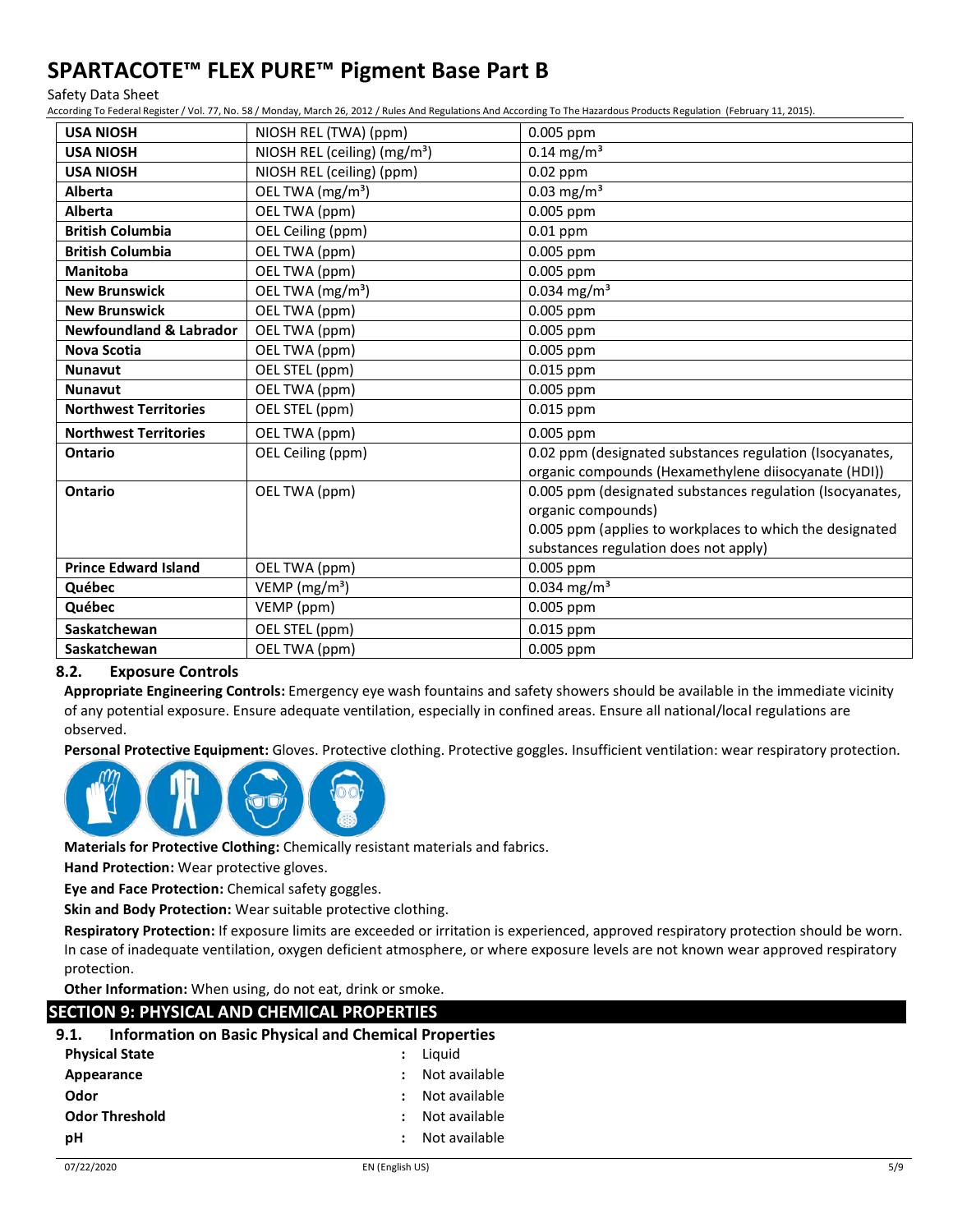| USA NIOSH | NIOSH REL (TWA) (ppm) | 0.005 ppm |
|---|---|---|
| USA NIOSH | NIOSH REL (ceiling) (mg/m³) | 0.14 mg/m³ |
| USA NIOSH | NIOSH REL (ceiling) (ppm) | 0.02 ppm |
| Alberta | OEL TWA (mg/m³) | 0.03 mg/m³ |
| Alberta | OEL TWA (ppm) | 0.005 ppm |
| British Columbia | OEL Ceiling (ppm) | 0.01 ppm |
| British Columbia | OEL TWA (ppm) | 0.005 ppm |
| Manitoba | OEL TWA (ppm) | 0.005 ppm |
| New Brunswick | OEL TWA (mg/m³) | 0.034 mg/m³ |
| New Brunswick | OEL TWA (ppm) | 0.005 ppm |
| Newfoundland & Labrador | OEL TWA (ppm) | 0.005 ppm |
| Nova Scotia | OEL TWA (ppm) | 0.005 ppm |
| Nunavut | OEL STEL (ppm) | 0.015 ppm |
| Nunavut | OEL TWA (ppm) | 0.005 ppm |
| Northwest Territories | OEL STEL (ppm) | 0.015 ppm |
| Northwest Territories | OEL TWA (ppm) | 0.005 ppm |
| Ontario | OEL Ceiling (ppm) | 0.02 ppm (designated substances regulation (Isocyanates, organic compounds (Hexamethylene diisocyanate (HDI)) |
| Ontario | OEL TWA (ppm) | 0.005 ppm (designated substances regulation (Isocyanates, organic compounds)<br>0.005 ppm (applies to workplaces to which the designated substances regulation does not apply) |
| Prince Edward Island | OEL TWA (ppm) | 0.005 ppm |
| Québec | VEMP (mg/m³) | 0.034 mg/m³ |
| Québec | VEMP (ppm) | 0.005 ppm |
| Saskatchewan | OEL STEL (ppm) | 0.015 ppm |
| Saskatchewan | OEL TWA (ppm) | 0.005 ppm |

### 8.2. Exposure Controls

**Appropriate Engineering Controls:** Emergency eye wash fountains and safety showers should be available in the immediate vicinity of any potential exposure. Ensure adequate ventilation, especially in confined areas. Ensure all national/local regulations are observed.

**Personal Protective Equipment:** Gloves. Protective clothing. Protective goggles. Insufficient ventilation: wear respiratory protection.

**Materials for Protective Clothing:** Chemically resistant materials and fabrics.

**Hand Protection:** Wear protective gloves.

**Eye and Face Protection:** Chemical safety goggles.

**Skin and Body Protection:** Wear suitable protective clothing.

**Respiratory Protection:** If exposure limits are exceeded or irritation is experienced, approved respiratory protection should be worn. In case of inadequate ventilation, oxygen deficient atmosphere, or where exposure levels are not known wear approved respiratory protection.

**Other Information:** When using, do not eat, drink or smoke.

## SECTION 9: PHYSICAL AND CHEMICAL PROPERTIES

### 9.1. Information on Basic Physical and Chemical Properties

**Physical State** : Liquid

**Appearance** : Not available

**Odor** : Not available

**Odor Threshold** : Not available

**pH** : Not available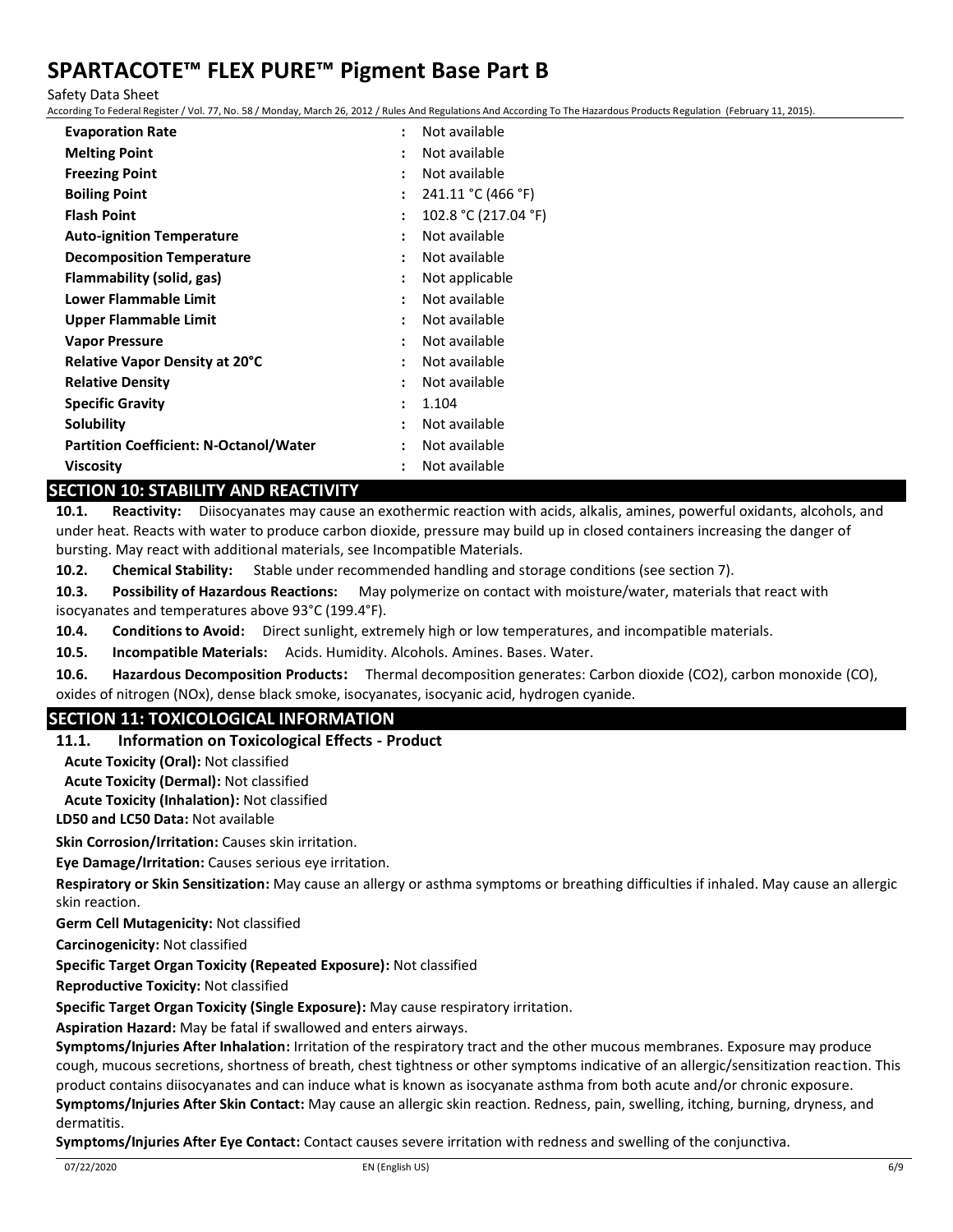| | |
|---|---|
| **Evaporation Rate** | : Not available |
| **Melting Point** | : Not available |
| **Freezing Point** | : Not available |
| **Boiling Point** | : 241.11 °C (466 °F) |
| **Flash Point** | : 102.8 °C (217.04 °F) |
| **Auto-ignition Temperature** | : Not available |
| **Decomposition Temperature** | : Not available |
| **Flammability (solid, gas)** | : Not applicable |
| **Lower Flammable Limit** | : Not available |
| **Upper Flammable Limit** | : Not available |
| **Vapor Pressure** | : Not available |
| **Relative Vapor Density at 20°C** | : Not available |
| **Relative Density** | : Not available |
| **Specific Gravity** | : 1.104 |
| **Solubility** | : Not available |
| **Partition Coefficient: N-Octanol/Water** | : Not available |
| **Viscosity** | : Not available |

## SECTION 10: STABILITY AND REACTIVITY

**10.1. Reactivity:** Diisocyanates may cause an exothermic reaction with acids, alkalis, amines, powerful oxidants, alcohols, and under heat. Reacts with water to produce carbon dioxide, pressure may build up in closed containers increasing the danger of bursting. May react with additional materials, see Incompatible Materials.

**10.2. Chemical Stability:** Stable under recommended handling and storage conditions (see section 7).

**10.3. Possibility of Hazardous Reactions:** May polymerize on contact with moisture/water, materials that react with isocyanates and temperatures above 93°C (199.4°F).

**10.4. Conditions to Avoid:** Direct sunlight, extremely high or low temperatures, and incompatible materials.

**10.5. Incompatible Materials:** Acids. Humidity. Alcohols. Amines. Bases. Water.

**10.6. Hazardous Decomposition Products:** Thermal decomposition generates: Carbon dioxide ($CO_2$), carbon monoxide (CO), oxides of nitrogen ($NO_x$), dense black smoke, isocyanates, isocyanic acid, hydrogen cyanide.

## SECTION 11: TOXICOLOGICAL INFORMATION

### 11.1. Information on Toxicological Effects - Product

**Acute Toxicity (Oral):** Not classified

**Acute Toxicity (Dermal):** Not classified

**Acute Toxicity (Inhalation):** Not classified

**LD50 and LC50 Data:** Not available

**Skin Corrosion/Irritation:** Causes skin irritation.

**Eye Damage/Irritation:** Causes serious eye irritation.

**Respiratory or Skin Sensitization:** May cause an allergy or asthma symptoms or breathing difficulties if inhaled. May cause an allergic skin reaction.

**Germ Cell Mutagenicity:** Not classified

**Carcinogenicity:** Not classified

**Specific Target Organ Toxicity (Repeated Exposure):** Not classified

**Reproductive Toxicity:** Not classified

**Specific Target Organ Toxicity (Single Exposure):** May cause respiratory irritation.

**Aspiration Hazard:** May be fatal if swallowed and enters airways.

**Symptoms/Injuries After Inhalation:** Irritation of the respiratory tract and the other mucous membranes. Exposure may produce cough, mucous secretions, shortness of breath, chest tightness or other symptoms indicative of an allergic/sensitization reaction. This product contains diisocyanates and can induce what is known as isocyanate asthma from both acute and/or chronic exposure.

**Symptoms/Injuries After Skin Contact:** May cause an allergic skin reaction. Redness, pain, swelling, itching, burning, dryness, and dermatitis.

**Symptoms/Injuries After Eye Contact:** Contact causes severe irritation with redness and swelling of the conjunctiva.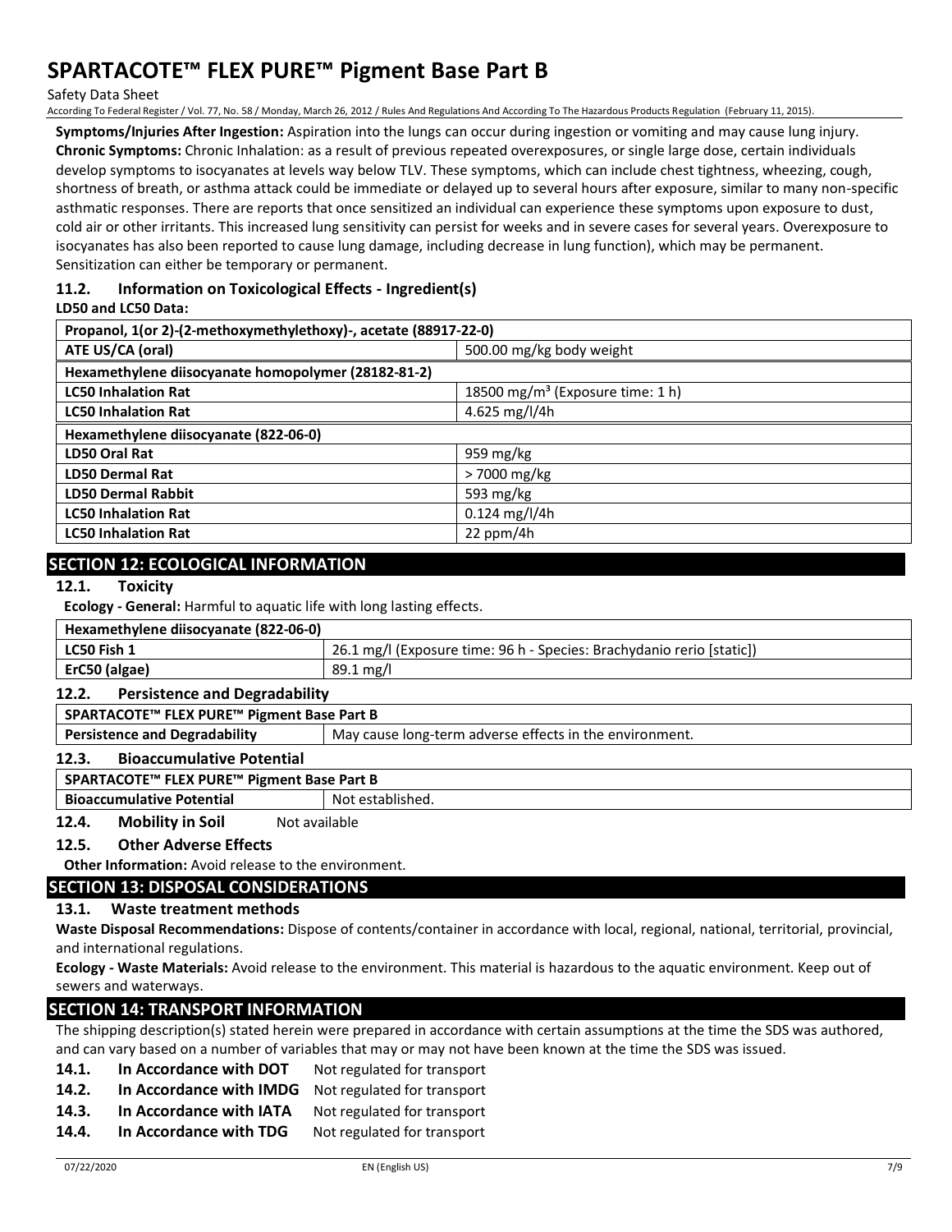**Symptoms/Injuries After Ingestion:** Aspiration into the lungs can occur during ingestion or vomiting and may cause lung injury.

**Chronic Symptoms:** Chronic Inhalation: as a result of previous repeated overexposures, or single large dose, certain individuals develop symptoms to isocyanates at levels way below TLV. These symptoms, which can include chest tightness, wheezing, cough, shortness of breath, or asthma attack could be immediate or delayed up to several hours after exposure, similar to many non-specific asthmatic responses. There are reports that once sensitized an individual can experience these symptoms upon exposure to dust, cold air or other irritants. This increased lung sensitivity can persist for weeks and in severe cases for several years. Overexposure to isocyanates has also been reported to cause lung damage, including decrease in lung function), which may be permanent. Sensitization can either be temporary or permanent.

### 11.2. Information on Toxicological Effects - Ingredient(s)

**LD50 and LC50 Data:**

| Propanol, 1(or 2)-(2-methoxymethylethoxy)-, acetate (88917-22-0) | |
|---|---|
| **ATE US/CA (oral)** | 500.00 mg/kg body weight |
| **Hexamethylene diisocyanate homopolymer (28182-81-2)** | |
| **LC50 Inhalation Rat** | 18500 mg/m³ (Exposure time: 1 h) |
| **LC50 Inhalation Rat** | 4.625 mg/l/4h |
| **Hexamethylene diisocyanate (822-06-0)** | |
| **LD50 Oral Rat** | 959 mg/kg |
| **LD50 Dermal Rat** | > 7000 mg/kg |
| **LD50 Dermal Rabbit** | 593 mg/kg |
| **LC50 Inhalation Rat** | 0.124 mg/l/4h |
| **LC50 Inhalation Rat** | 22 ppm/4h |

## SECTION 12: ECOLOGICAL INFORMATION

### 12.1. Toxicity

**Ecology - General:** Harmful to aquatic life with long lasting effects.

| Hexamethylene diisocyanate (822-06-0) | |
|---|---|
| **LC50 Fish 1** | 26.1 mg/l (Exposure time: 96 h - Species: Brachydanio rerio [static]) |
| **ErC50 (algae)** | 89.1 mg/l |

### 12.2. Persistence and Degradability

| SPARTACOTE™ FLEX PURE™ Pigment Base Part B | |
|---|---|
| **Persistence and Degradability** | May cause long-term adverse effects in the environment. |

### 12.3. Bioaccumulative Potential

| SPARTACOTE™ FLEX PURE™ Pigment Base Part B | |
|---|---|
| **Bioaccumulative Potential** | Not established. |

### 12.4. Mobility in Soil

Not available

### 12.5. Other Adverse Effects

**Other Information:** Avoid release to the environment.

## SECTION 13: DISPOSAL CONSIDERATIONS

### 13.1. Waste treatment methods

**Waste Disposal Recommendations:** Dispose of contents/container in accordance with local, regional, national, territorial, provincial, and international regulations.

**Ecology - Waste Materials:** Avoid release to the environment. This material is hazardous to the aquatic environment. Keep out of sewers and waterways.

## SECTION 14: TRANSPORT INFORMATION

The shipping description(s) stated herein were prepared in accordance with certain assumptions at the time the SDS was authored, and can vary based on a number of variables that may or may not have been known at the time the SDS was issued.

**14.1. In Accordance with DOT** Not regulated for transport

**14.2. In Accordance with IMDG** Not regulated for transport

**14.3. In Accordance with IATA** Not regulated for transport

**14.4. In Accordance with TDG** Not regulated for transport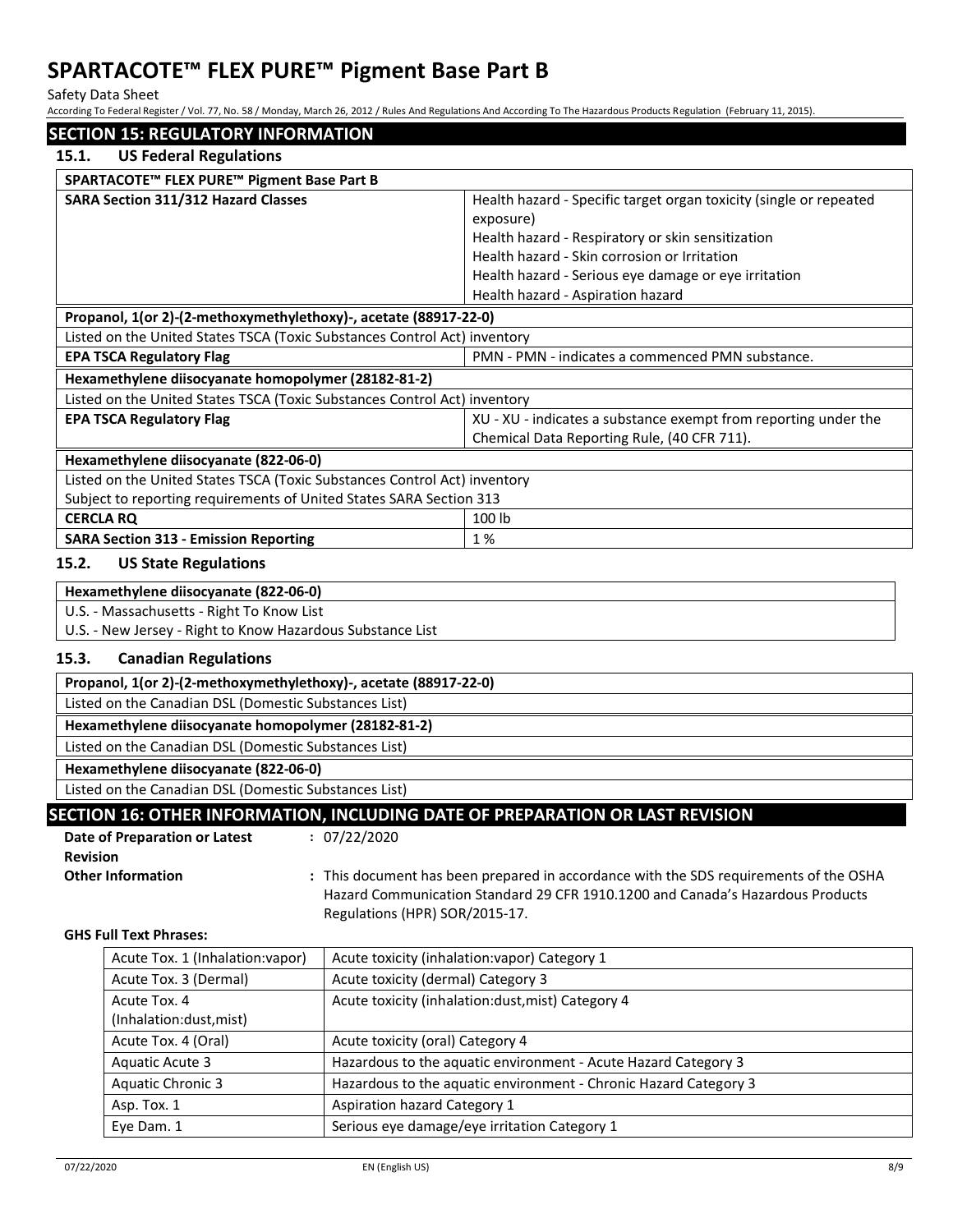## SECTION 15: REGULATORY INFORMATION

### 15.1. US Federal Regulations

| SPARTACOTE™ FLEX PURE™ Pigment Base Part B | |
|---|---|
| **SARA Section 311/312 Hazard Classes** | Health hazard - Specific target organ toxicity (single or repeated exposure)<br>Health hazard - Respiratory or skin sensitization<br>Health hazard - Skin corrosion or Irritation<br>Health hazard - Serious eye damage or eye irritation<br>Health hazard - Aspiration hazard |

| Propanol, 1(or 2)-(2-methoxymethylethoxy)-, acetate (88917-22-0) | |
|---|---|
| Listed on the United States TSCA (Toxic Substances Control Act) inventory | |
| **EPA TSCA Regulatory Flag** | PMN - PMN - indicates a commenced PMN substance. |

| Hexamethylene diisocyanate homopolymer (28182-81-2) | |
|---|---|
| Listed on the United States TSCA (Toxic Substances Control Act) inventory | |
| **EPA TSCA Regulatory Flag** | XU - XU - indicates a substance exempt from reporting under the Chemical Data Reporting Rule, (40 CFR 711). |

| Hexamethylene diisocyanate (822-06-0) | |
|---|---|
| Listed on the United States TSCA (Toxic Substances Control Act) inventory | |
| Subject to reporting requirements of United States SARA Section 313 | |
| **CERCLA RQ** | 100 lb |
| **SARA Section 313 - Emission Reporting** | 1 % |

### 15.2. US State Regulations

| Hexamethylene diisocyanate (822-06-0) |
|---|
| U.S. - Massachusetts - Right To Know List |
| U.S. - New Jersey - Right to Know Hazardous Substance List |

### 15.3. Canadian Regulations

| Propanol, 1(or 2)-(2-methoxymethylethoxy)-, acetate (88917-22-0) |
|---|
| Listed on the Canadian DSL (Domestic Substances List) |

| Hexamethylene diisocyanate homopolymer (28182-81-2) |
|---|
| Listed on the Canadian DSL (Domestic Substances List) |

| Hexamethylene diisocyanate (822-06-0) |
|---|
| Listed on the Canadian DSL (Domestic Substances List) |

## SECTION 16: OTHER INFORMATION, INCLUDING DATE OF PREPARATION OR LAST REVISION

**Date of Preparation or Latest Revision** : 07/22/2020

**Other Information** : This document has been prepared in accordance with the SDS requirements of the OSHA Hazard Communication Standard 29 CFR 1910.1200 and Canada's Hazardous Products Regulations (HPR) SOR/2015-17.

**GHS Full Text Phrases:**

| | |
|---|---|
| Acute Tox. 1 (Inhalation:vapor) | Acute toxicity (inhalation:vapor) Category 1 |
| Acute Tox. 3 (Dermal) | Acute toxicity (dermal) Category 3 |
| Acute Tox. 4 (Inhalation:dust,mist) | Acute toxicity (inhalation:dust,mist) Category 4 |
| Acute Tox. 4 (Oral) | Acute toxicity (oral) Category 4 |
| Aquatic Acute 3 | Hazardous to the aquatic environment - Acute Hazard Category 3 |
| Aquatic Chronic 3 | Hazardous to the aquatic environment - Chronic Hazard Category 3 |
| Asp. Tox. 1 | Aspiration hazard Category 1 |
| Eye Dam. 1 | Serious eye damage/eye irritation Category 1 |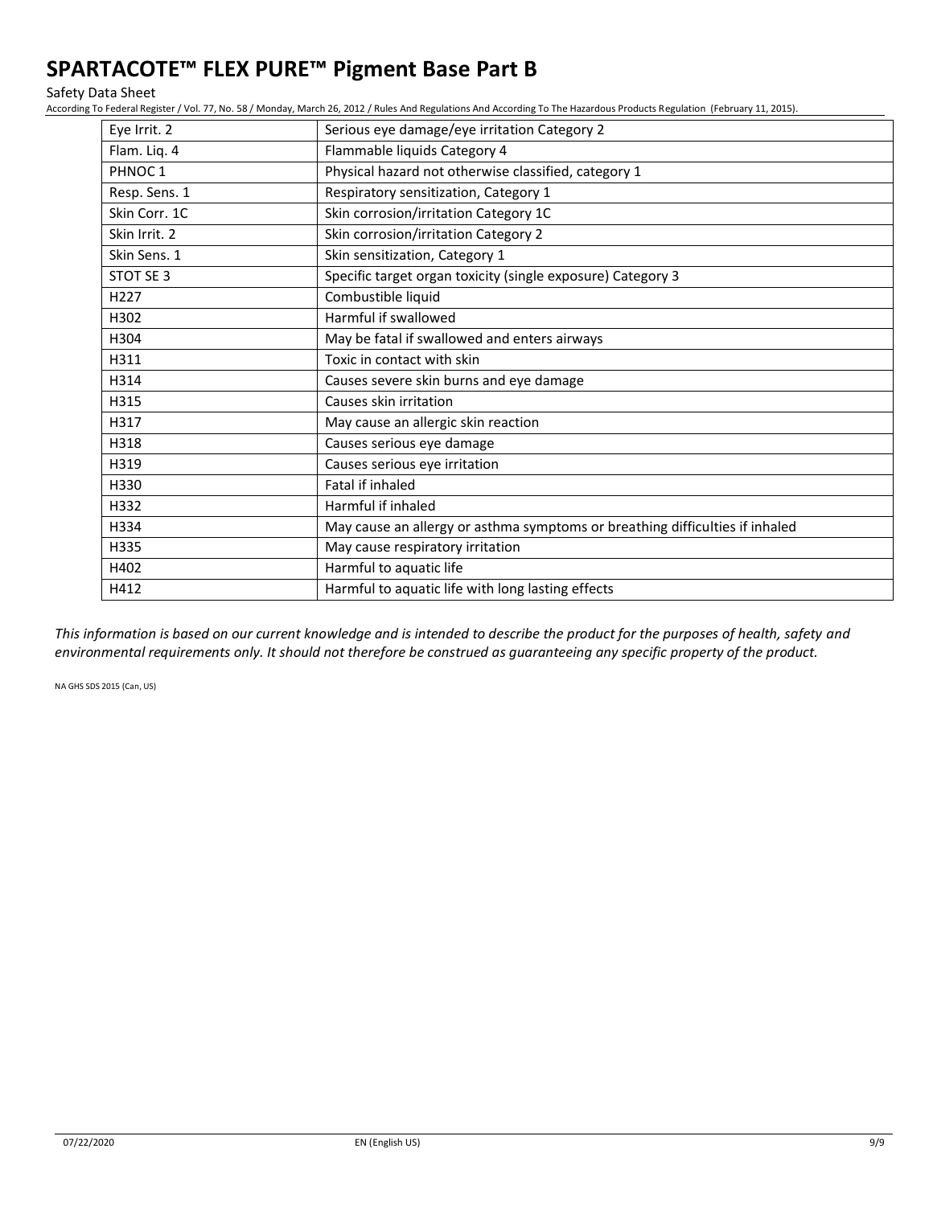| | |
|---|---|
| Eye Irrit. 2 | Serious eye damage/eye irritation Category 2 |
| Flam. Liq. 4 | Flammable liquids Category 4 |
| PHNOC 1 | Physical hazard not otherwise classified, category 1 |
| Resp. Sens. 1 | Respiratory sensitization, Category 1 |
| Skin Corr. 1C | Skin corrosion/irritation Category 1C |
| Skin Irrit. 2 | Skin corrosion/irritation Category 2 |
| Skin Sens. 1 | Skin sensitization, Category 1 |
| STOT SE 3 | Specific target organ toxicity (single exposure) Category 3 |
| H227 | Combustible liquid |
| H302 | Harmful if swallowed |
| H304 | May be fatal if swallowed and enters airways |
| H311 | Toxic in contact with skin |
| H314 | Causes severe skin burns and eye damage |
| H315 | Causes skin irritation |
| H317 | May cause an allergic skin reaction |
| H318 | Causes serious eye damage |
| H319 | Causes serious eye irritation |
| H330 | Fatal if inhaled |
| H332 | Harmful if inhaled |
| H334 | May cause an allergy or asthma symptoms or breathing difficulties if inhaled |
| H335 | May cause respiratory irritation |
| H402 | Harmful to aquatic life |
| H412 | Harmful to aquatic life with long lasting effects |

*This information is based on our current knowledge and is intended to describe the product for the purposes of health, safety and environmental requirements only. It should not therefore be construed as guaranteeing any specific property of the product.*

NA GHS SDS 2015 (Can, US)